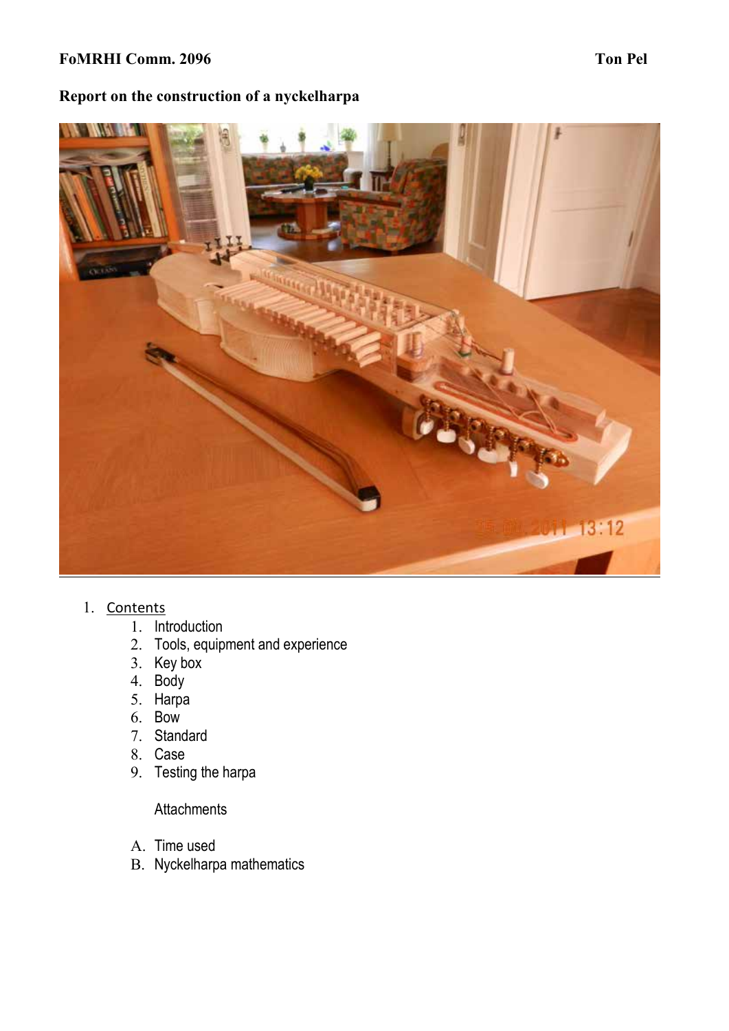**FoMRHI Comm. 2096** **Ton Pel**

# Report on the construction of a nyckelharpa

1. Contents
    1. Introduction
    2. Tools, equipment and experience
    3. Key box
    4. Body
    5. Harpa
    6. Bow
    7. Standard
    8. Case
    9. Testing the harpa

    Attachments

    A. Time used
    B. Nyckelharpa mathematics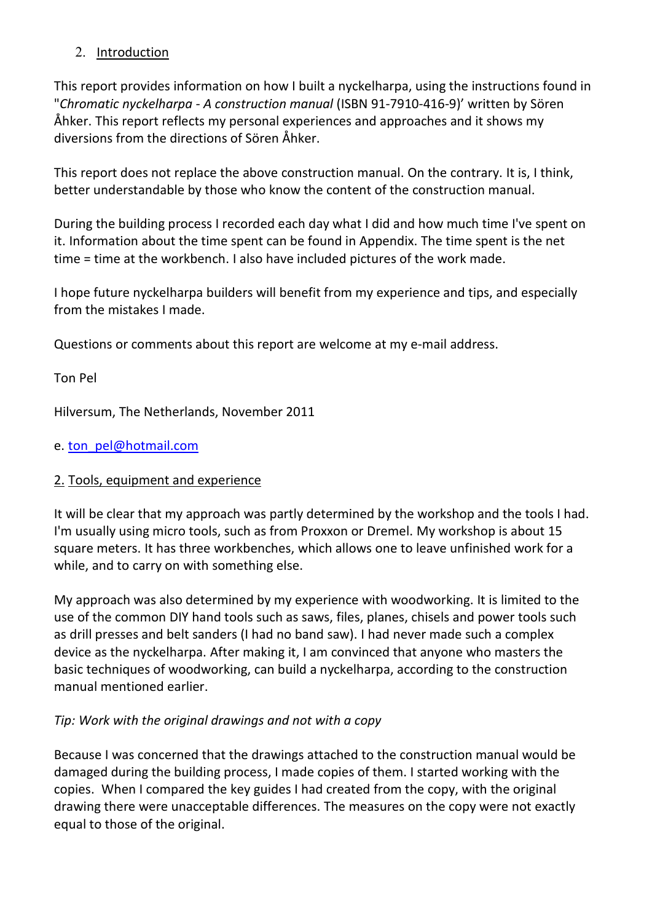## 2. Introduction

This report provides information on how I built a nyckelharpa, using the instructions found in "*Chromatic nyckelharpa - A construction manual* (ISBN 91-7910-416-9)' written by Sören Åhker. This report reflects my personal experiences and approaches and it shows my diversions from the directions of Sören Åhker.

This report does not replace the above construction manual. On the contrary. It is, I think, better understandable by those who know the content of the construction manual.

During the building process I recorded each day what I did and how much time I've spent on it. Information about the time spent can be found in Appendix. The time spent is the net time = time at the workbench. I also have included pictures of the work made.

I hope future nyckelharpa builders will benefit from my experience and tips, and especially from the mistakes I made.

Questions or comments about this report are welcome at my e-mail address.

Ton Pel

Hilversum, The Netherlands, November 2011

e. ton_pel@hotmail.com

## 2. Tools, equipment and experience

It will be clear that my approach was partly determined by the workshop and the tools I had. I'm usually using micro tools, such as from Proxxon or Dremel. My workshop is about 15 square meters. It has three workbenches, which allows one to leave unfinished work for a while, and to carry on with something else.

My approach was also determined by my experience with woodworking. It is limited to the use of the common DIY hand tools such as saws, files, planes, chisels and power tools such as drill presses and belt sanders (I had no band saw). I had never made such a complex device as the nyckelharpa. After making it, I am convinced that anyone who masters the basic techniques of woodworking, can build a nyckelharpa, according to the construction manual mentioned earlier.

*Tip: Work with the original drawings and not with a copy*

Because I was concerned that the drawings attached to the construction manual would be damaged during the building process, I made copies of them. I started working with the copies. When I compared the key guides I had created from the copy, with the original drawing there were unacceptable differences. The measures on the copy were not exactly equal to those of the original.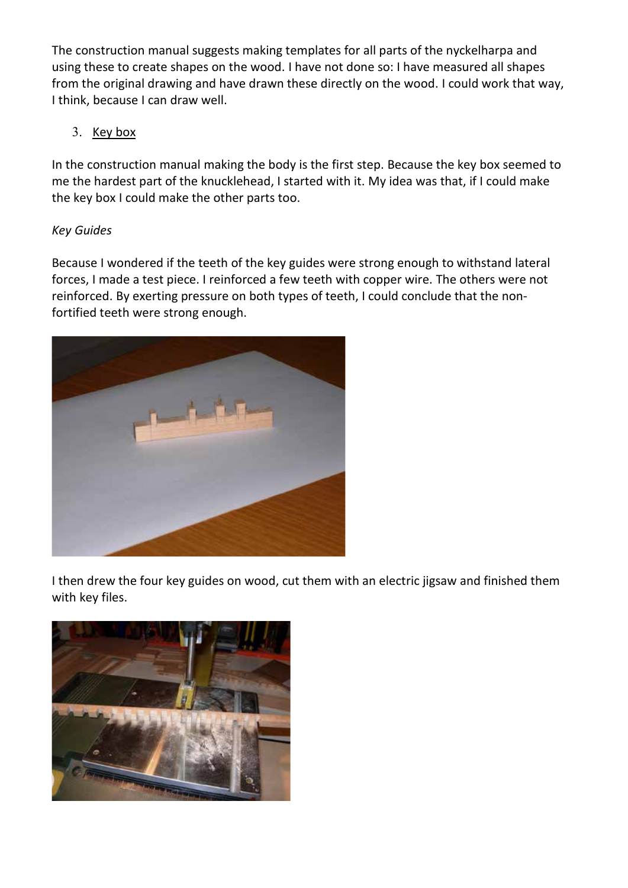The construction manual suggests making templates for all parts of the nyckelharpa and using these to create shapes on the wood. I have not done so: I have measured all shapes from the original drawing and have drawn these directly on the wood. I could work that way, I think, because I can draw well.

3. Key box

In the construction manual making the body is the first step. Because the key box seemed to me the hardest part of the knucklehead, I started with it. My idea was that, if I could make the key box I could make the other parts too.

*Key Guides*

Because I wondered if the teeth of the key guides were strong enough to withstand lateral forces, I made a test piece. I reinforced a few teeth with copper wire. The others were not reinforced. By exerting pressure on both types of teeth, I could conclude that the non-fortified teeth were strong enough.

I then drew the four key guides on wood, cut them with an electric jigsaw and finished them with key files.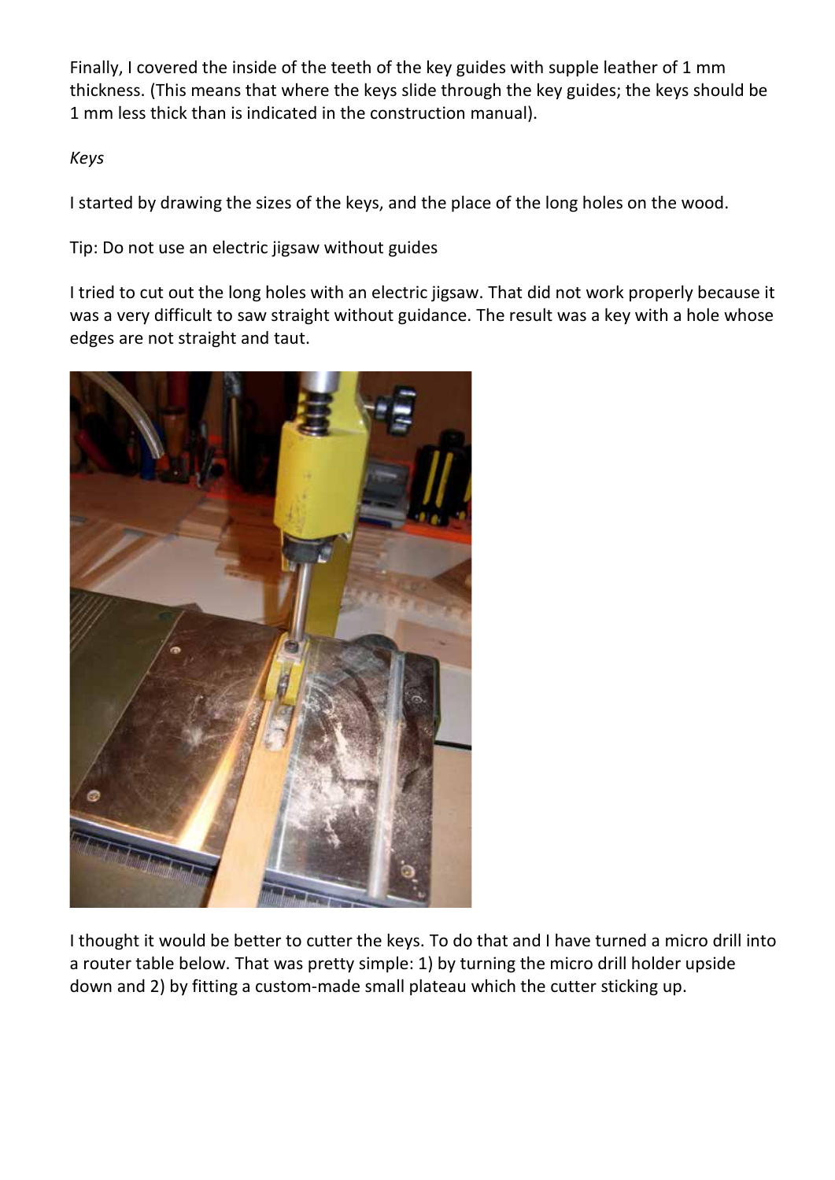Finally, I covered the inside of the teeth of the key guides with supple leather of 1 mm thickness. (This means that where the keys slide through the key guides; the keys should be 1 mm less thick than is indicated in the construction manual).

*Keys*

I started by drawing the sizes of the keys, and the place of the long holes on the wood.

Tip: Do not use an electric jigsaw without guides

I tried to cut out the long holes with an electric jigsaw. That did not work properly because it was a very difficult to saw straight without guidance. The result was a key with a hole whose edges are not straight and taut.

I thought it would be better to cutter the keys. To do that and I have turned a micro drill into a router table below. That was pretty simple: 1) by turning the micro drill holder upside down and 2) by fitting a custom-made small plateau which the cutter sticking up.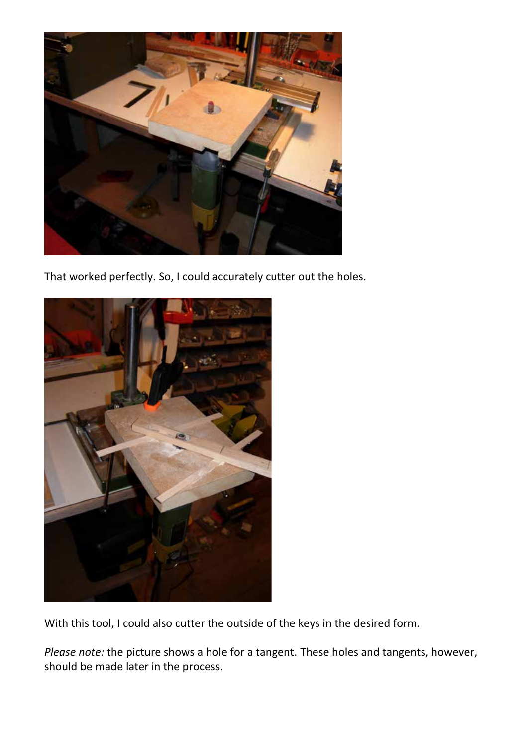That worked perfectly. So, I could accurately cutter out the holes.

With this tool, I could also cutter the outside of the keys in the desired form.

*Please note:* the picture shows a hole for a tangent. These holes and tangents, however, should be made later in the process.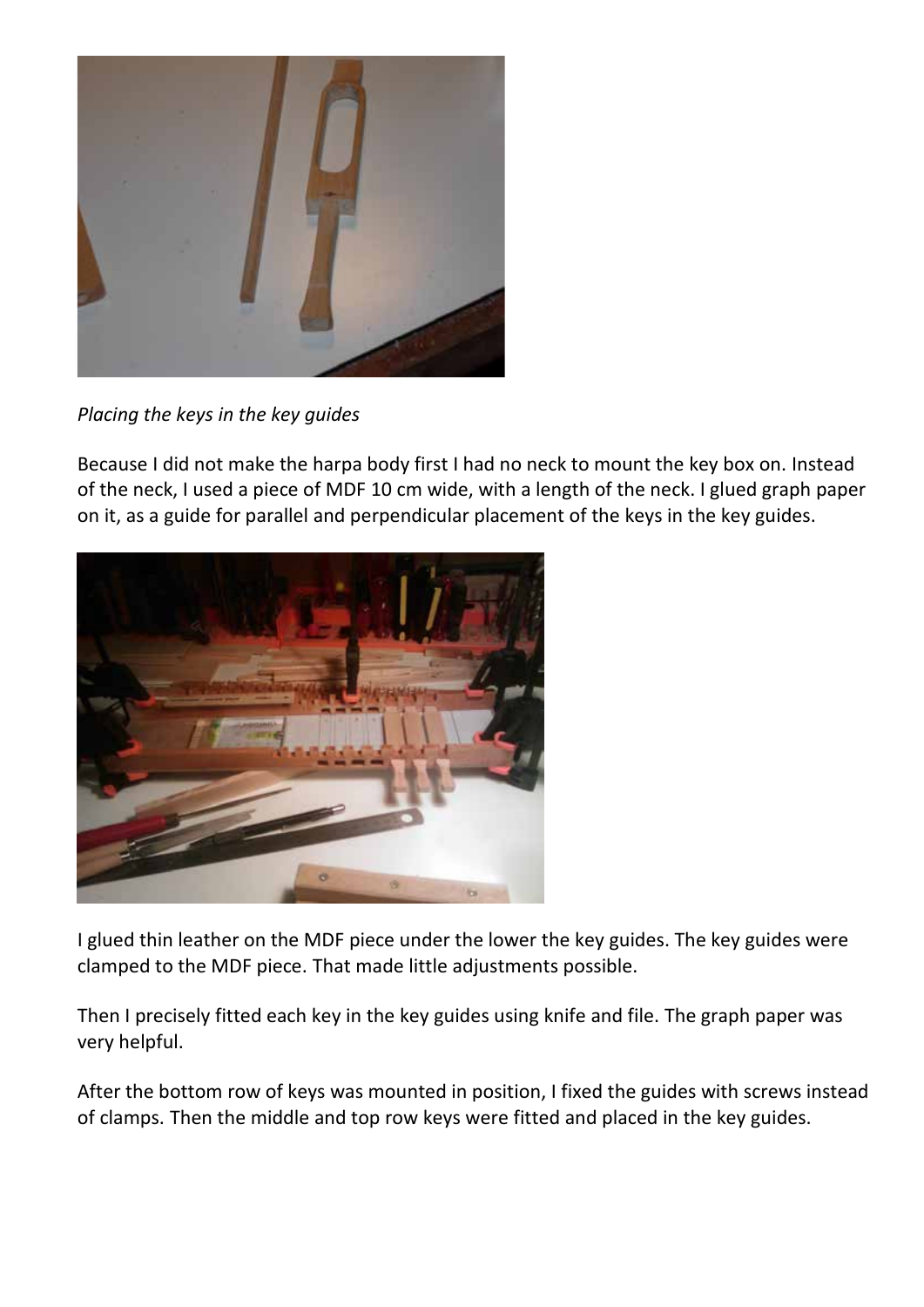*Placing the keys in the key guides*

Because I did not make the harpa body first I had no neck to mount the key box on. Instead of the neck, I used a piece of MDF 10 cm wide, with a length of the neck. I glued graph paper on it, as a guide for parallel and perpendicular placement of the keys in the key guides.

I glued thin leather on the MDF piece under the lower the key guides. The key guides were clamped to the MDF piece. That made little adjustments possible.

Then I precisely fitted each key in the key guides using knife and file. The graph paper was very helpful.

After the bottom row of keys was mounted in position, I fixed the guides with screws instead of clamps. Then the middle and top row keys were fitted and placed in the key guides.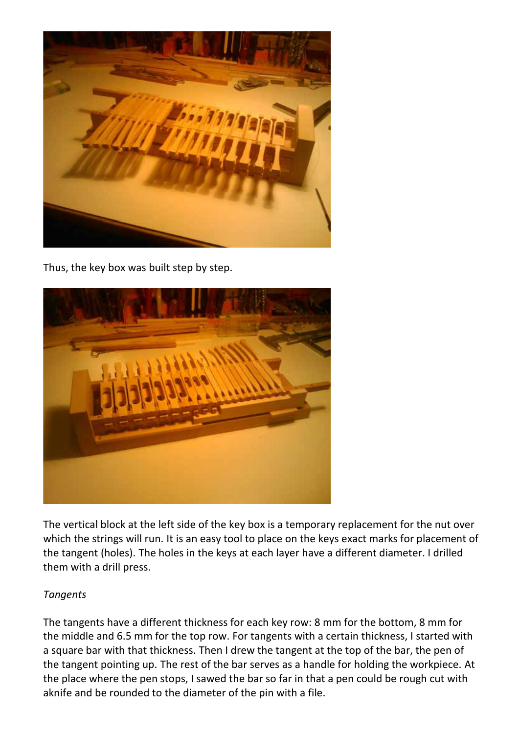Thus, the key box was built step by step.

The vertical block at the left side of the key box is a temporary replacement for the nut over which the strings will run. It is an easy tool to place on the keys exact marks for placement of the tangent (holes). The holes in the keys at each layer have a different diameter. I drilled them with a drill press.

*Tangents*

The tangents have a different thickness for each key row: 8 mm for the bottom, 8 mm for the middle and 6.5 mm for the top row. For tangents with a certain thickness, I started with a square bar with that thickness. Then I drew the tangent at the top of the bar, the pen of the tangent pointing up. The rest of the bar serves as a handle for holding the workpiece. At the place where the pen stops, I sawed the bar so far in that a pen could be rough cut with aknife and be rounded to the diameter of the pin with a file.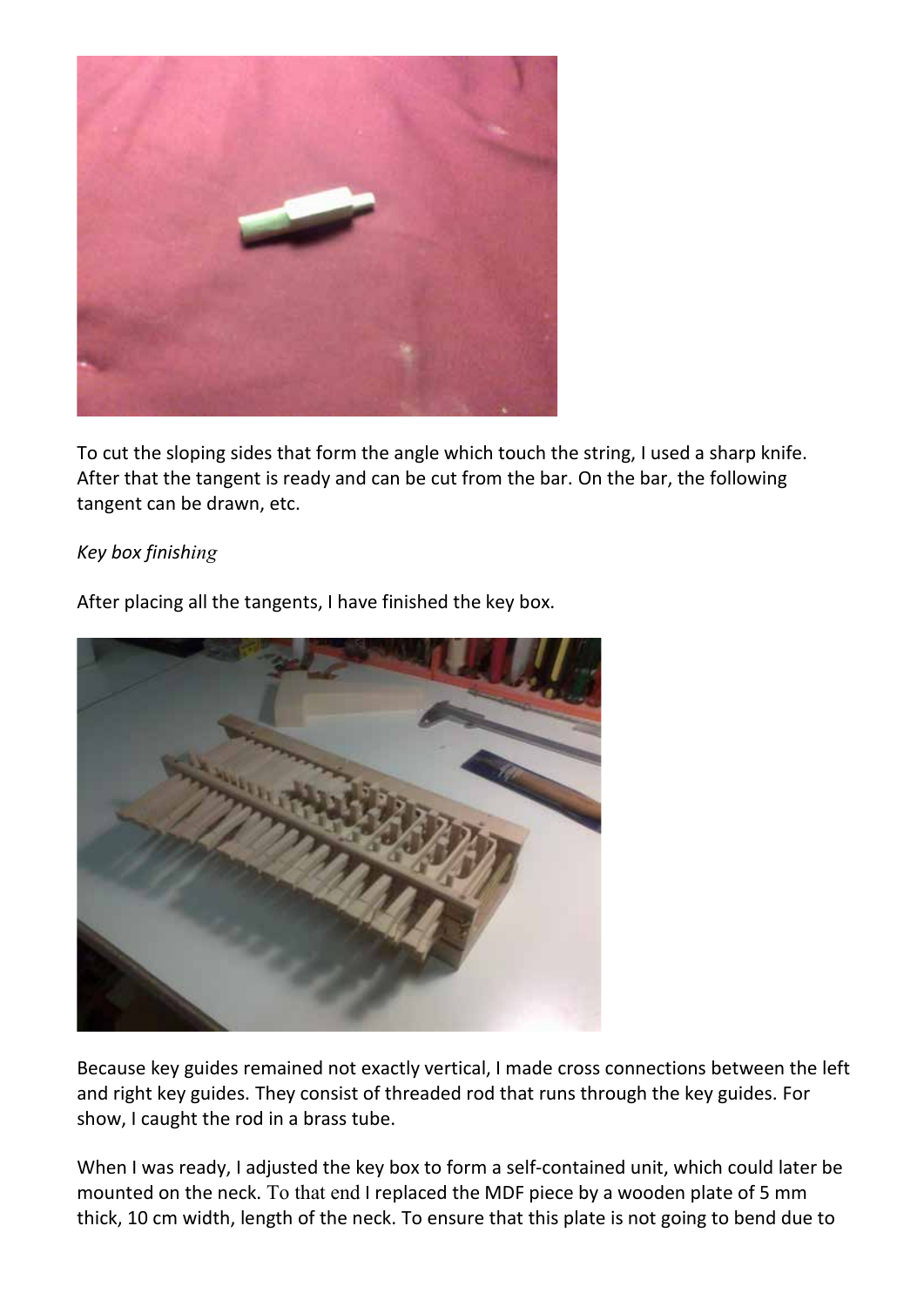To cut the sloping sides that form the angle which touch the string, I used a sharp knife. After that the tangent is ready and can be cut from the bar. On the bar, the following tangent can be drawn, etc.

*Key box finishing*

After placing all the tangents, I have finished the key box.

Because key guides remained not exactly vertical, I made cross connections between the left and right key guides. They consist of threaded rod that runs through the key guides. For show, I caught the rod in a brass tube.

When I was ready, I adjusted the key box to form a self-contained unit, which could later be mounted on the neck. To that end I replaced the MDF piece by a wooden plate of 5 mm thick, 10 cm width, length of the neck. To ensure that this plate is not going to bend due to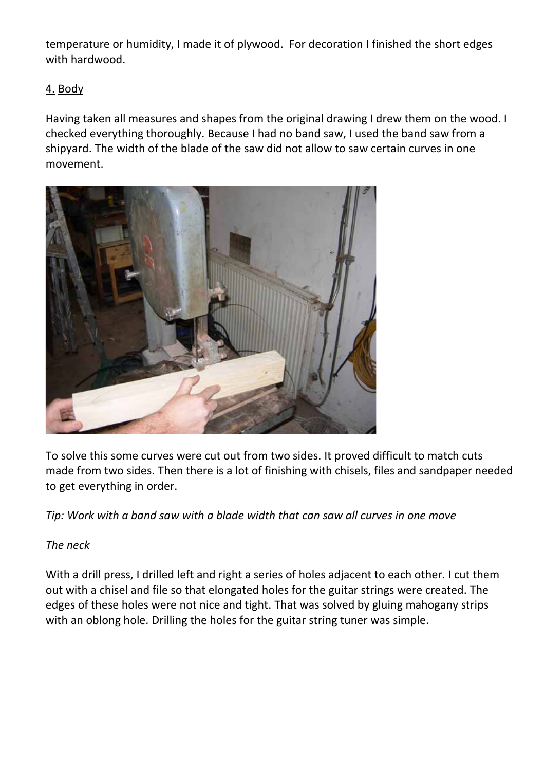temperature or humidity, I made it of plywood.  For decoration I finished the short edges with hardwood.

## 4. Body

Having taken all measures and shapes from the original drawing I drew them on the wood. I checked everything thoroughly. Because I had no band saw, I used the band saw from a shipyard. The width of the blade of the saw did not allow to saw certain curves in one movement.

To solve this some curves were cut out from two sides. It proved difficult to match cuts made from two sides. Then there is a lot of finishing with chisels, files and sandpaper needed to get everything in order.

*Tip: Work with a band saw with a blade width that can saw all curves in one move*

*The neck*

With a drill press, I drilled left and right a series of holes adjacent to each other. I cut them out with a chisel and file so that elongated holes for the guitar strings were created. The edges of these holes were not nice and tight. That was solved by gluing mahogany strips with an oblong hole. Drilling the holes for the guitar string tuner was simple.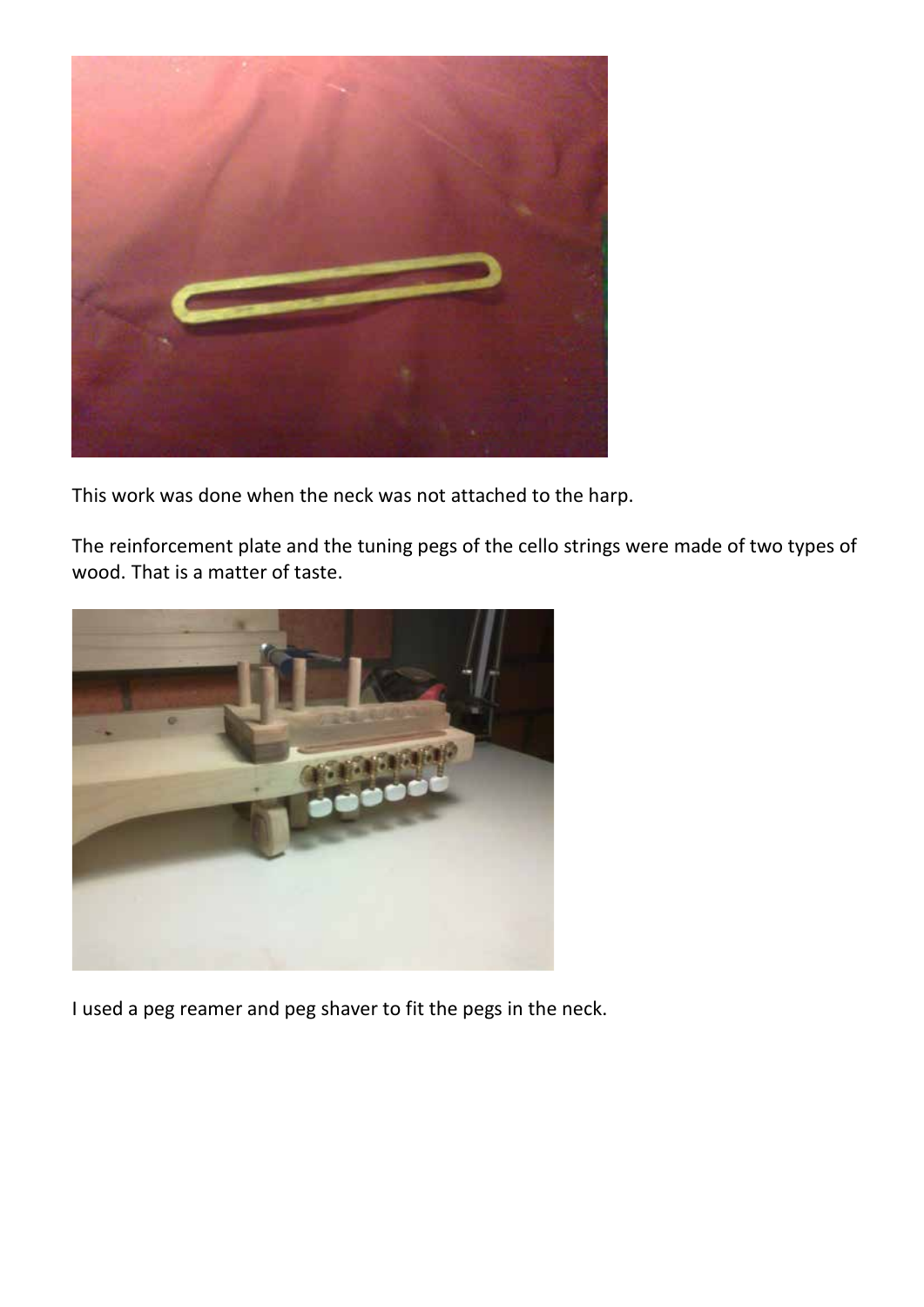This work was done when the neck was not attached to the harp.

The reinforcement plate and the tuning pegs of the cello strings were made of two types of wood. That is a matter of taste.

I used a peg reamer and peg shaver to fit the pegs in the neck.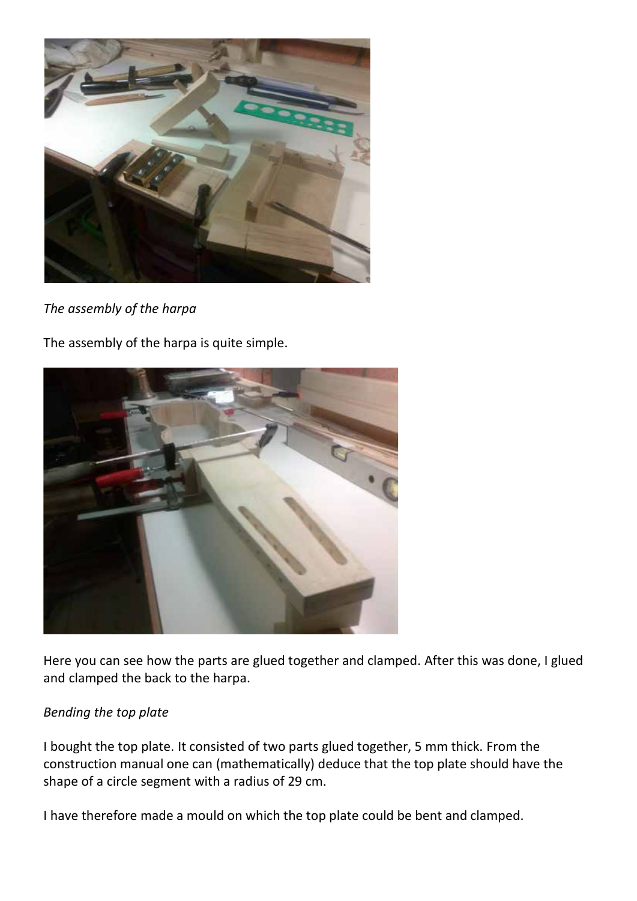*The assembly of the harpa*

The assembly of the harpa is quite simple.

Here you can see how the parts are glued together and clamped. After this was done, I glued and clamped the back to the harpa.

*Bending the top plate*

I bought the top plate. It consisted of two parts glued together, 5 mm thick. From the construction manual one can (mathematically) deduce that the top plate should have the shape of a circle segment with a radius of 29 cm.

I have therefore made a mould on which the top plate could be bent and clamped.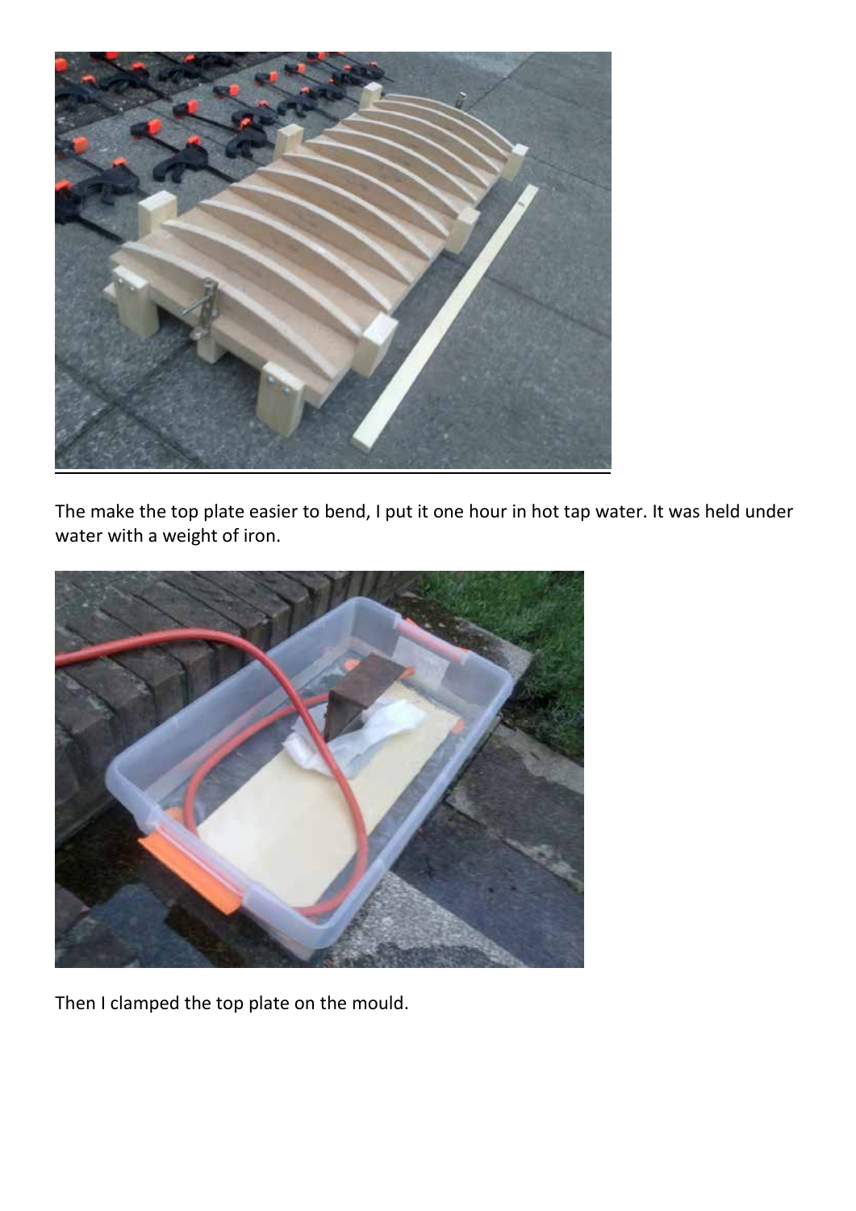The make the top plate easier to bend, I put it one hour in hot tap water. It was held under water with a weight of iron.

Then I clamped the top plate on the mould.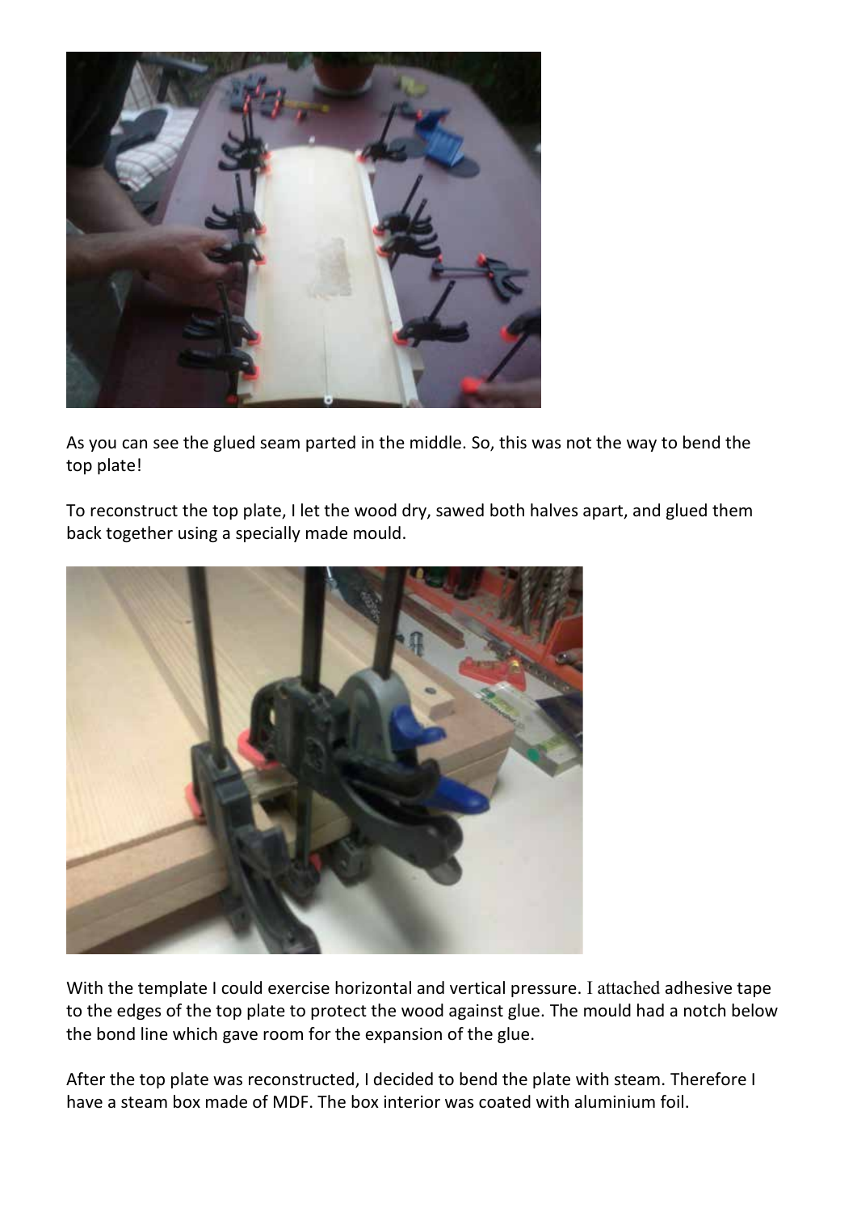As you can see the glued seam parted in the middle. So, this was not the way to bend the top plate!

To reconstruct the top plate, I let the wood dry, sawed both halves apart, and glued them back together using a specially made mould.

With the template I could exercise horizontal and vertical pressure. I attached adhesive tape to the edges of the top plate to protect the wood against glue. The mould had a notch below the bond line which gave room for the expansion of the glue.

After the top plate was reconstructed, I decided to bend the plate with steam. Therefore I have a steam box made of MDF. The box interior was coated with aluminium foil.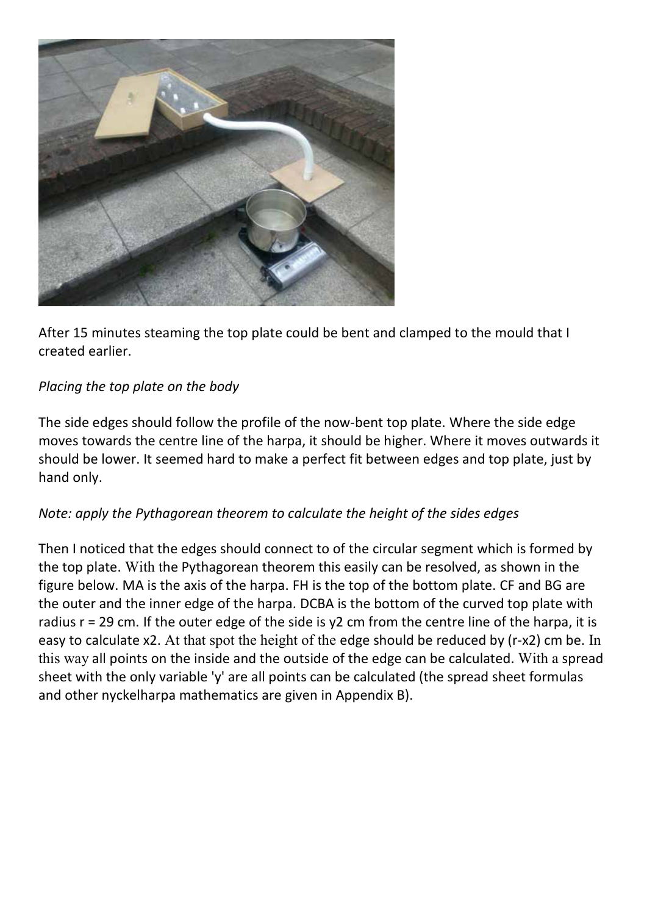After 15 minutes steaming the top plate could be bent and clamped to the mould that I created earlier.

*Placing the top plate on the body*

The side edges should follow the profile of the now-bent top plate. Where the side edge moves towards the centre line of the harpa, it should be higher. Where it moves outwards it should be lower. It seemed hard to make a perfect fit between edges and top plate, just by hand only.

*Note: apply the Pythagorean theorem to calculate the height of the sides edges*

Then I noticed that the edges should connect to of the circular segment which is formed by the top plate. With the Pythagorean theorem this easily can be resolved, as shown in the figure below. MA is the axis of the harpa. FH is the top of the bottom plate. CF and BG are the outer and the inner edge of the harpa. DCBA is the bottom of the curved top plate with radius $r = 29$ cm. If the outer edge of the side is $y2$ cm from the centre line of the harpa, it is easy to calculate $x2$. At that spot the height of the edge should be reduced by $(r-x2)$ cm be. In this way all points on the inside and the outside of the edge can be calculated. With a spread sheet with the only variable 'y' are all points can be calculated (the spread sheet formulas and other nyckelharpa mathematics are given in Appendix B).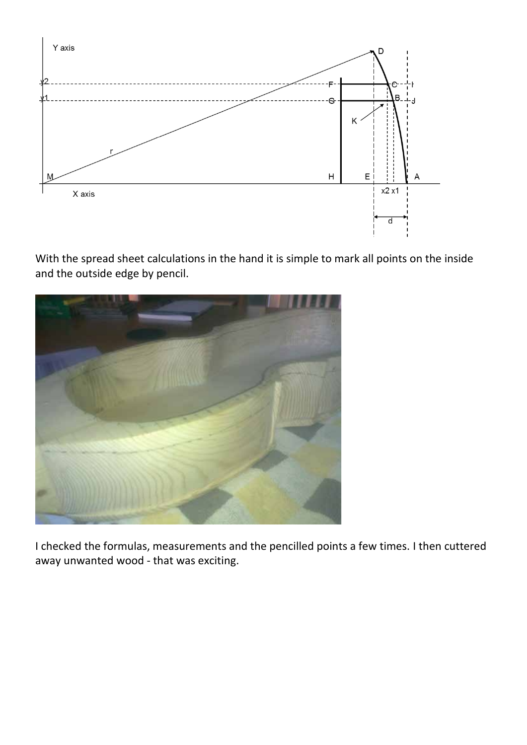With the spread sheet calculations in the hand it is simple to mark all points on the inside and the outside edge by pencil.

I checked the formulas, measurements and the pencilled points a few times. I then cuttered away unwanted wood - that was exciting.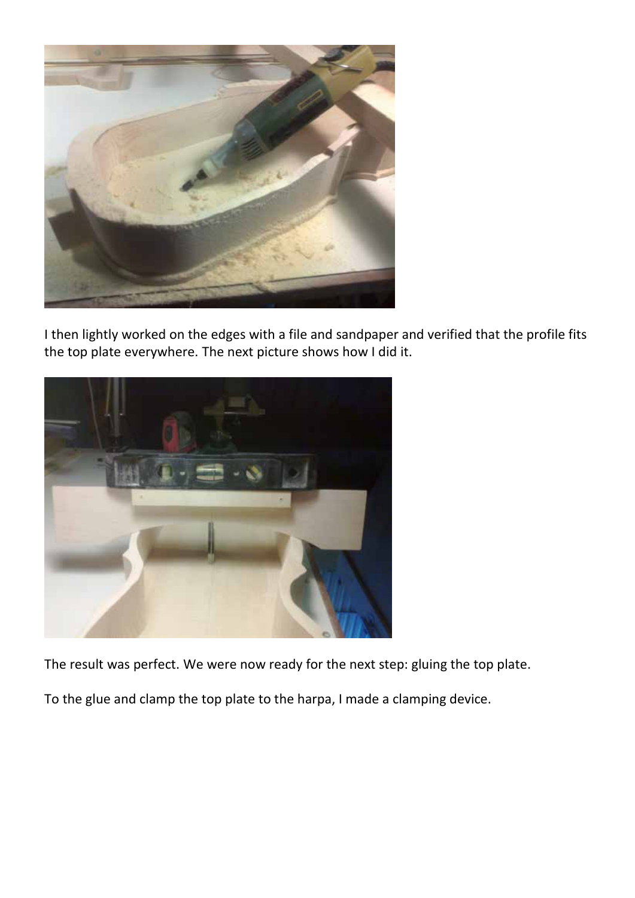I then lightly worked on the edges with a file and sandpaper and verified that the profile fits the top plate everywhere. The next picture shows how I did it.

The result was perfect. We were now ready for the next step: gluing the top plate.

To the glue and clamp the top plate to the harpa, I made a clamping device.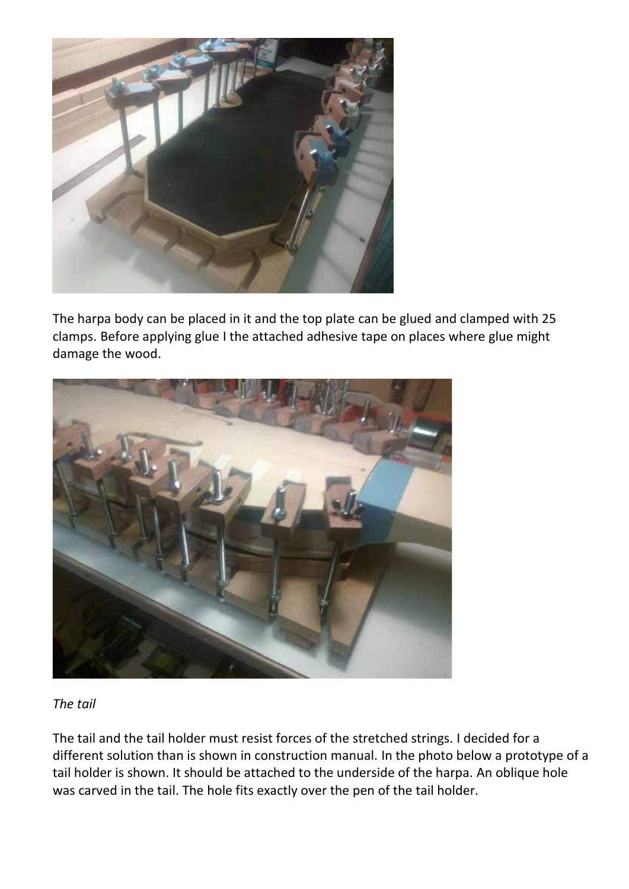The harpa body can be placed in it and the top plate can be glued and clamped with 25 clamps. Before applying glue I the attached adhesive tape on places where glue might damage the wood.

*The tail*

The tail and the tail holder must resist forces of the stretched strings. I decided for a different solution than is shown in construction manual. In the photo below a prototype of a tail holder is shown. It should be attached to the underside of the harpa. An oblique hole was carved in the tail. The hole fits exactly over the pen of the tail holder.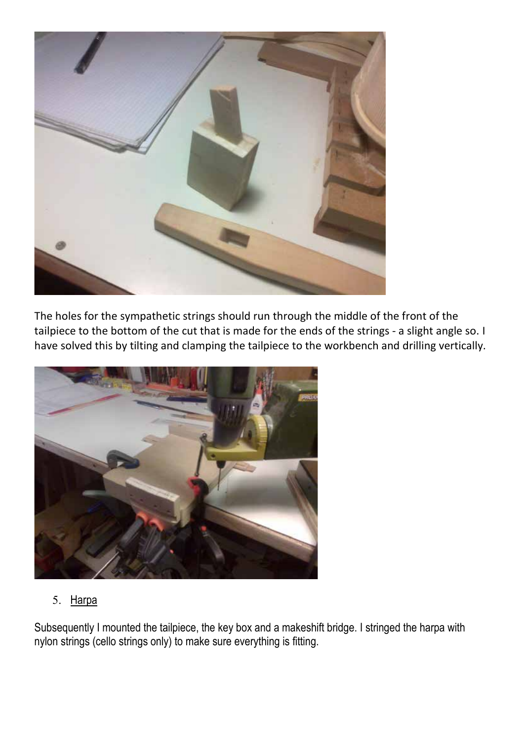The holes for the sympathetic strings should run through the middle of the front of the tailpiece to the bottom of the cut that is made for the ends of the strings - a slight angle so. I have solved this by tilting and clamping the tailpiece to the workbench and drilling vertically.

5. Harpa

Subsequently I mounted the tailpiece, the key box and a makeshift bridge. I stringed the harpa with nylon strings (cello strings only) to make sure everything is fitting.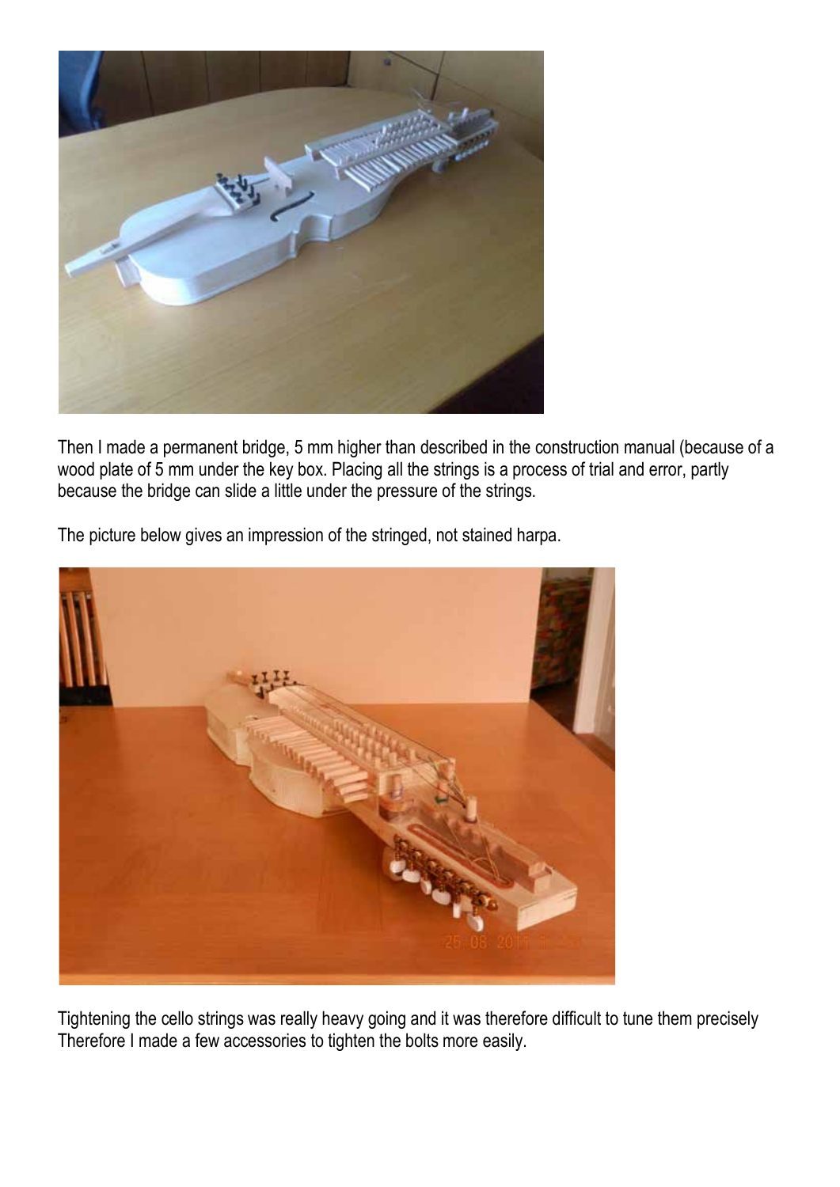Then I made a permanent bridge, 5 mm higher than described in the construction manual (because of a wood plate of 5 mm under the key box. Placing all the strings is a process of trial and error, partly because the bridge can slide a little under the pressure of the strings.

The picture below gives an impression of the stringed, not stained harpa.

Tightening the cello strings was really heavy going and it was therefore difficult to tune them precisely Therefore I made a few accessories to tighten the bolts more easily.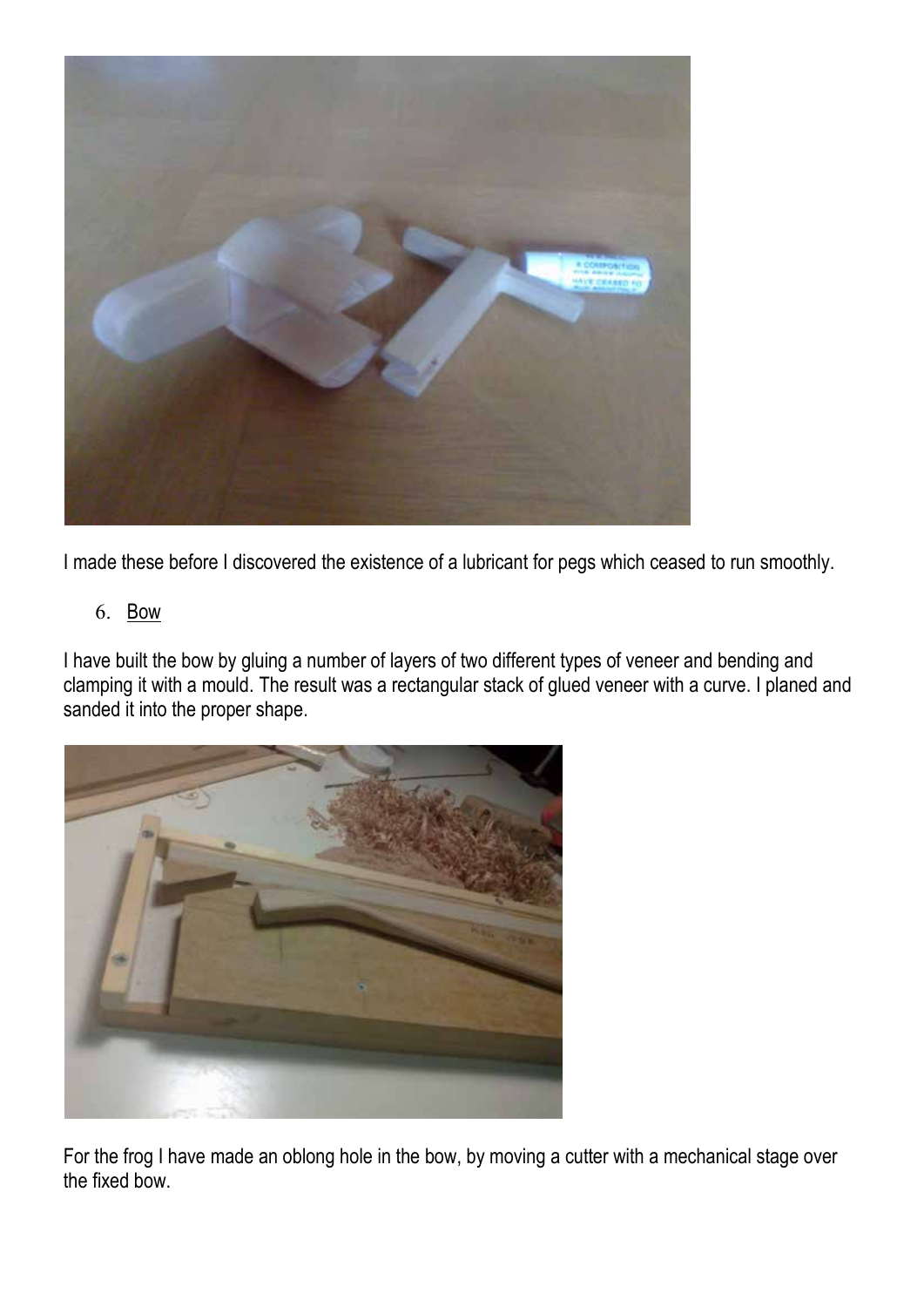I made these before I discovered the existence of a lubricant for pegs which ceased to run smoothly.

6. Bow

I have built the bow by gluing a number of layers of two different types of veneer and bending and clamping it with a mould. The result was a rectangular stack of glued veneer with a curve. I planed and sanded it into the proper shape.

For the frog I have made an oblong hole in the bow, by moving a cutter with a mechanical stage over the fixed bow.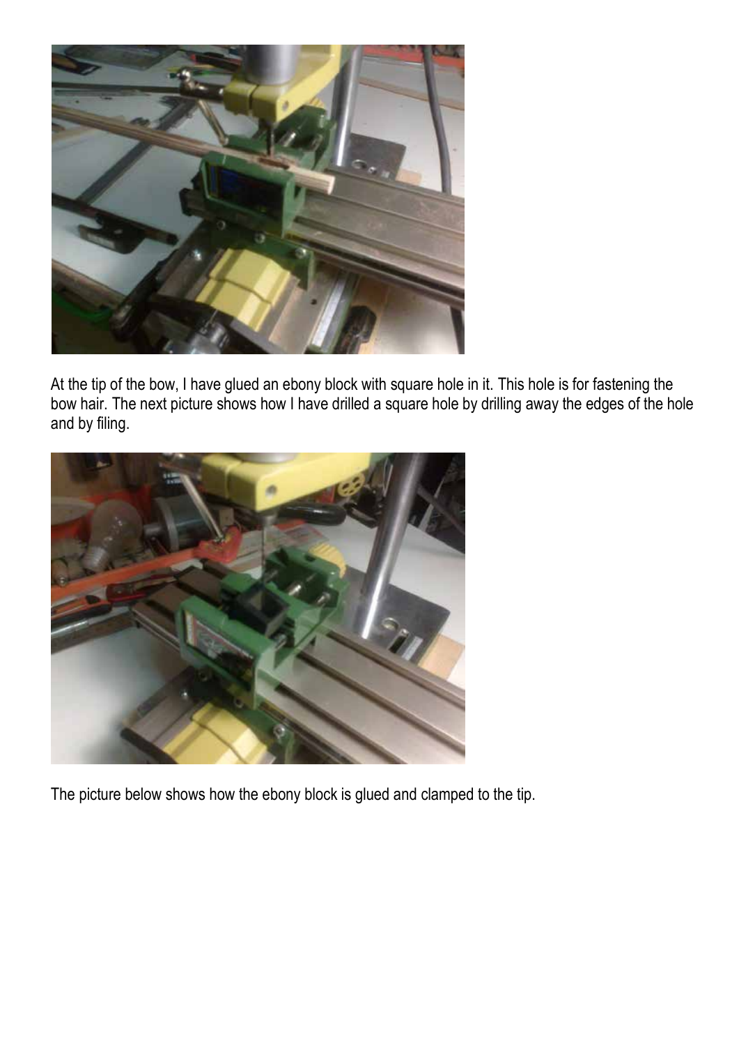At the tip of the bow, I have glued an ebony block with square hole in it. This hole is for fastening the bow hair. The next picture shows how I have drilled a square hole by drilling away the edges of the hole and by filing.

The picture below shows how the ebony block is glued and clamped to the tip.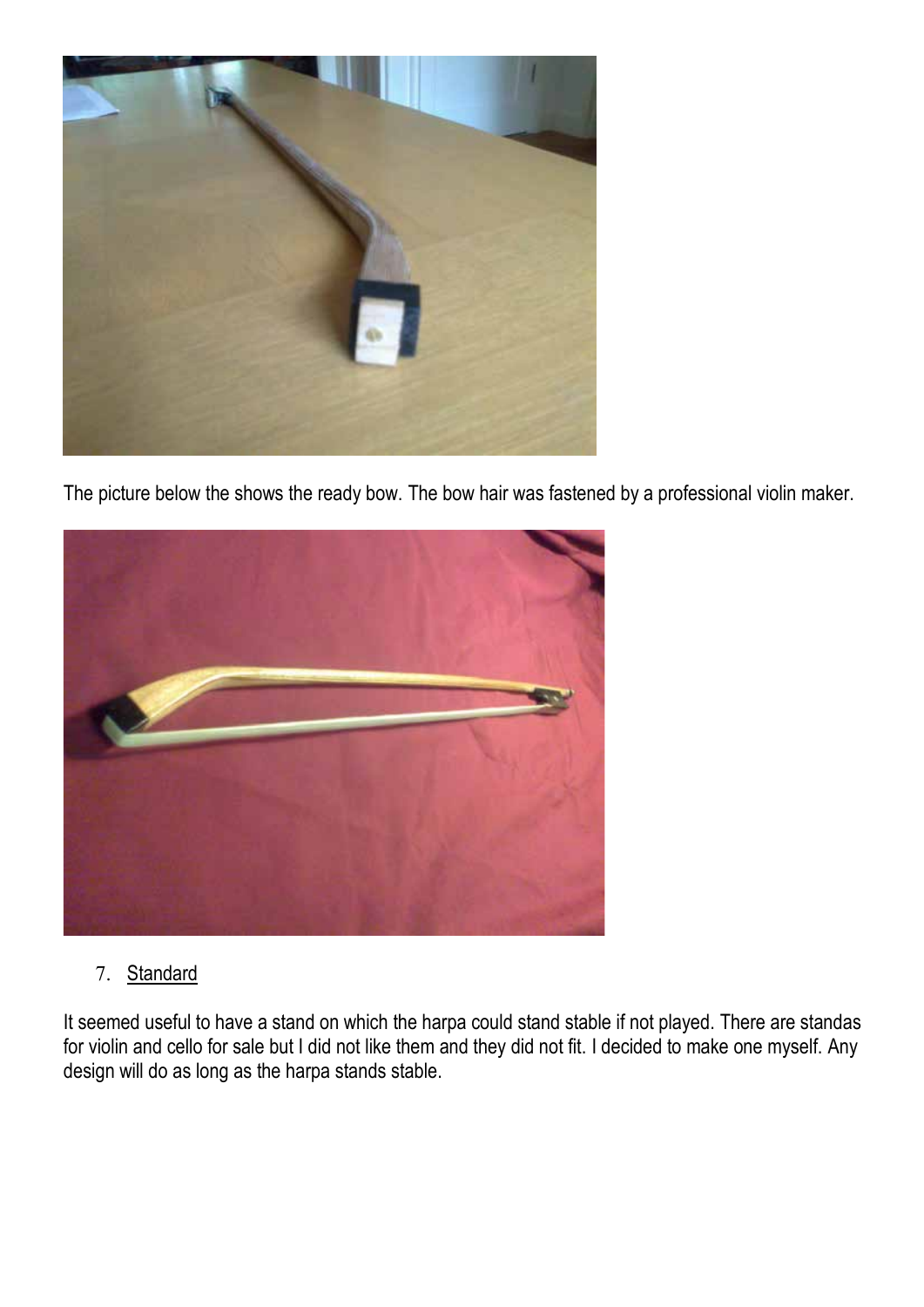The picture below the shows the ready bow. The bow hair was fastened by a professional violin maker.

7. Standard

It seemed useful to have a stand on which the harpa could stand stable if not played. There are standas for violin and cello for sale but I did not like them and they did not fit. I decided to make one myself. Any design will do as long as the harpa stands stable.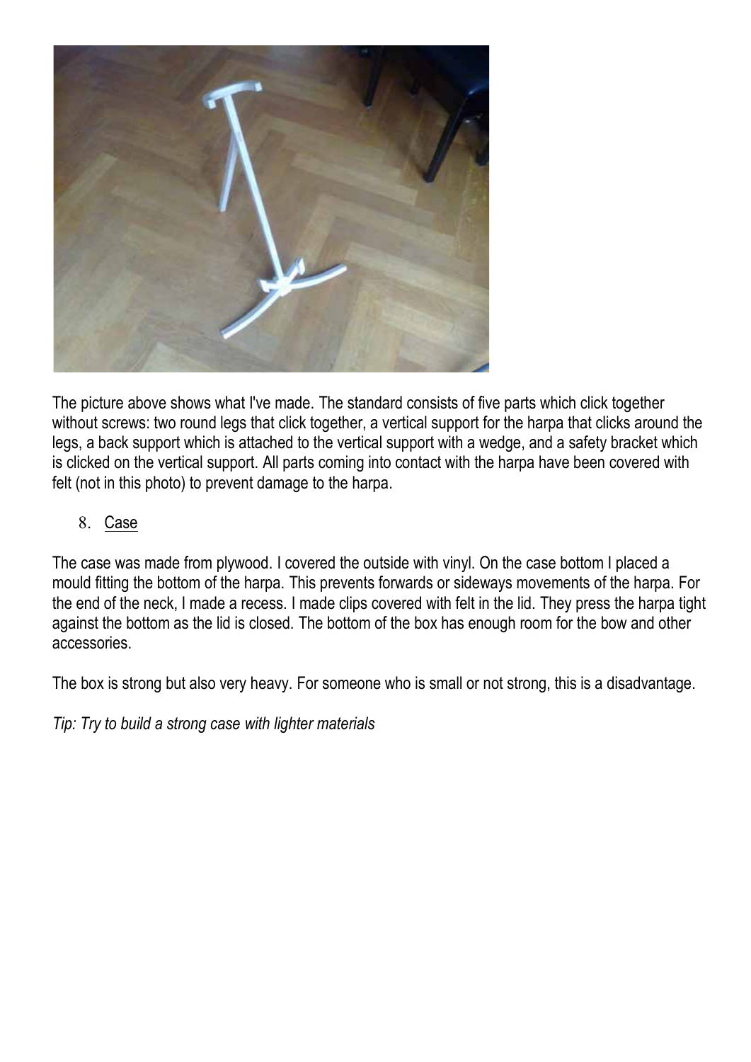The picture above shows what I've made. The standard consists of five parts which click together without screws: two round legs that click together, a vertical support for the harpa that clicks around the legs, a back support which is attached to the vertical support with a wedge, and a safety bracket which is clicked on the vertical support. All parts coming into contact with the harpa have been covered with felt (not in this photo) to prevent damage to the harpa.

8. <u>Case</u>

The case was made from plywood. I covered the outside with vinyl. On the case bottom I placed a mould fitting the bottom of the harpa. This prevents forwards or sideways movements of the harpa. For the end of the neck, I made a recess. I made clips covered with felt in the lid. They press the harpa tight against the bottom as the lid is closed. The bottom of the box has enough room for the bow and other accessories.

The box is strong but also very heavy. For someone who is small or not strong, this is a disadvantage.

*Tip: Try to build a strong case with lighter materials*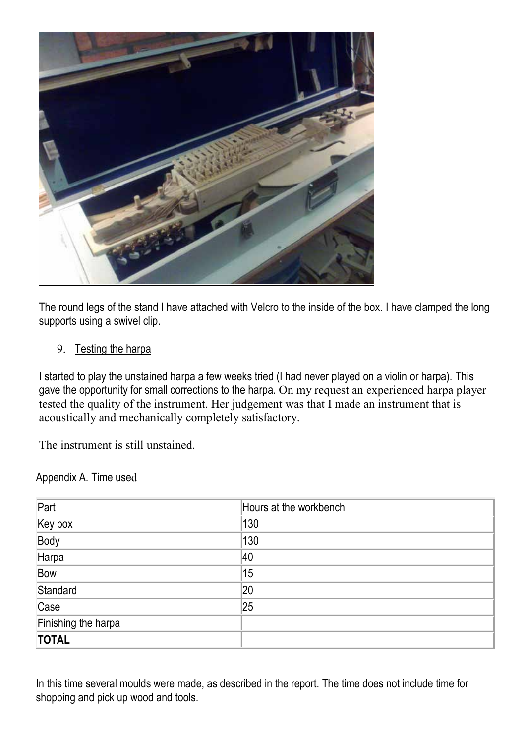The round legs of the stand I have attached with Velcro to the inside of the box. I have clamped the long supports using a swivel clip.

9. Testing the harpa

I started to play the unstained harpa a few weeks tried (I had never played on a violin or harpa). This gave the opportunity for small corrections to the harpa. On my request an experienced harpa player tested the quality of the instrument. Her judgement was that I made an instrument that is acoustically and mechanically completely satisfactory.

The instrument is still unstained.

Appendix A. Time used

| Part | Hours at the workbench |
|---|---|
| Key box | 130 |
| Body | 130 |
| Harpa | 40 |
| Bow | 15 |
| Standard | 20 |
| Case | 25 |
| Finishing the harpa | |
| **TOTAL** | |

In this time several moulds were made, as described in the report. The time does not include time for shopping and pick up wood and tools.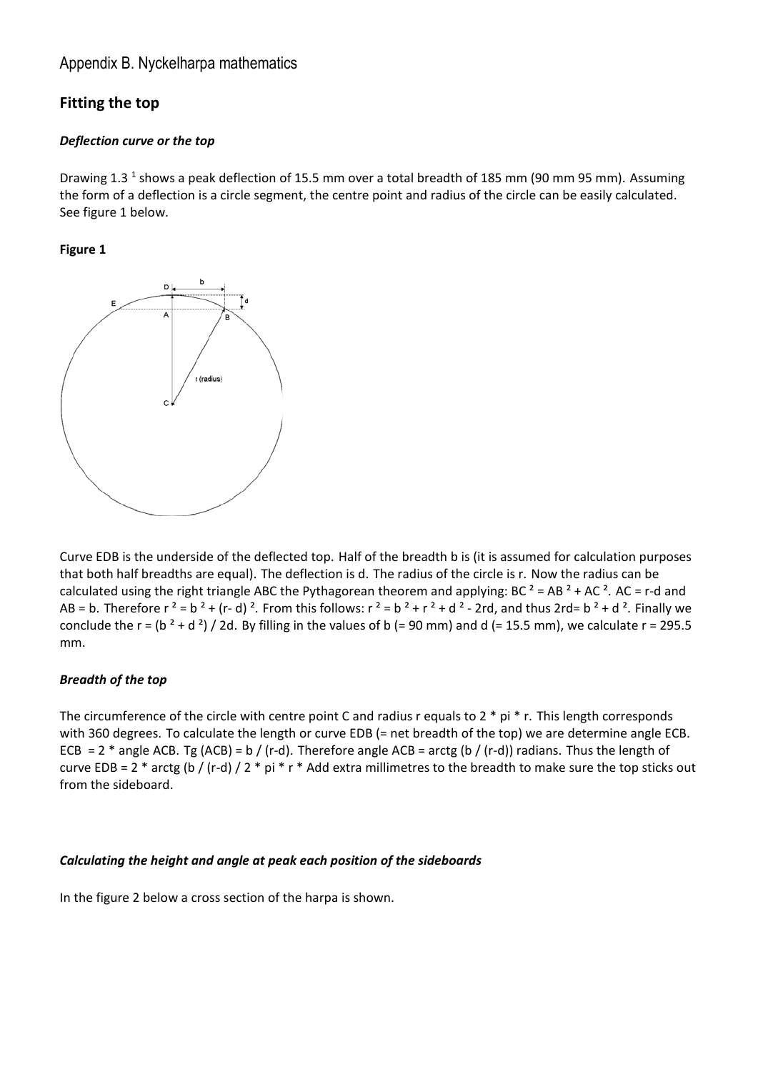# Appendix B. Nyckelharpa mathematics

## Fitting the top

### *Deflection curve or the top*

Drawing 1.3 [1] shows a peak deflection of 15.5 mm over a total breadth of 185 mm (90 mm 95 mm). Assuming the form of a deflection is a circle segment, the centre point and radius of the circle can be easily calculated. See figure 1 below.

**Figure 1**

Curve EDB is the underside of the deflected top. Half of the breadth b is (it is assumed for calculation purposes that both half breadths are equal). The deflection is d. The radius of the circle is r. Now the radius can be calculated using the right triangle ABC the Pythagorean theorem and applying: $BC^2 = AB^2 + AC^2$. AC = r-d and AB = b. Therefore $r^2 = b^2 + (r-d)^2$. From this follows: $r^2 = b^2 + r^2 + d^2 - 2rd$, and thus $2rd = b^2 + d^2$. Finally we conclude the $r = (b^2 + d^2) / 2d$. By filling in the values of b (= 90 mm) and d (= 15.5 mm), we calculate r = 295.5 mm.

### *Breadth of the top*

The circumference of the circle with centre point C and radius r equals to 2 * pi * r. This length corresponds with 360 degrees. To calculate the length or curve EDB (= net breadth of the top) we are determine angle ECB. ECB = 2 * angle ACB. Tg (ACB) = b / (r-d). Therefore angle ACB = arctg (b / (r-d)) radians. Thus the length of curve EDB = 2 * arctg (b / (r-d) / 2 * pi * r * Add extra millimetres to the breadth to make sure the top sticks out from the sideboard.

### *Calculating the height and angle at peak each position of the sideboards*

In the figure 2 below a cross section of the harpa is shown.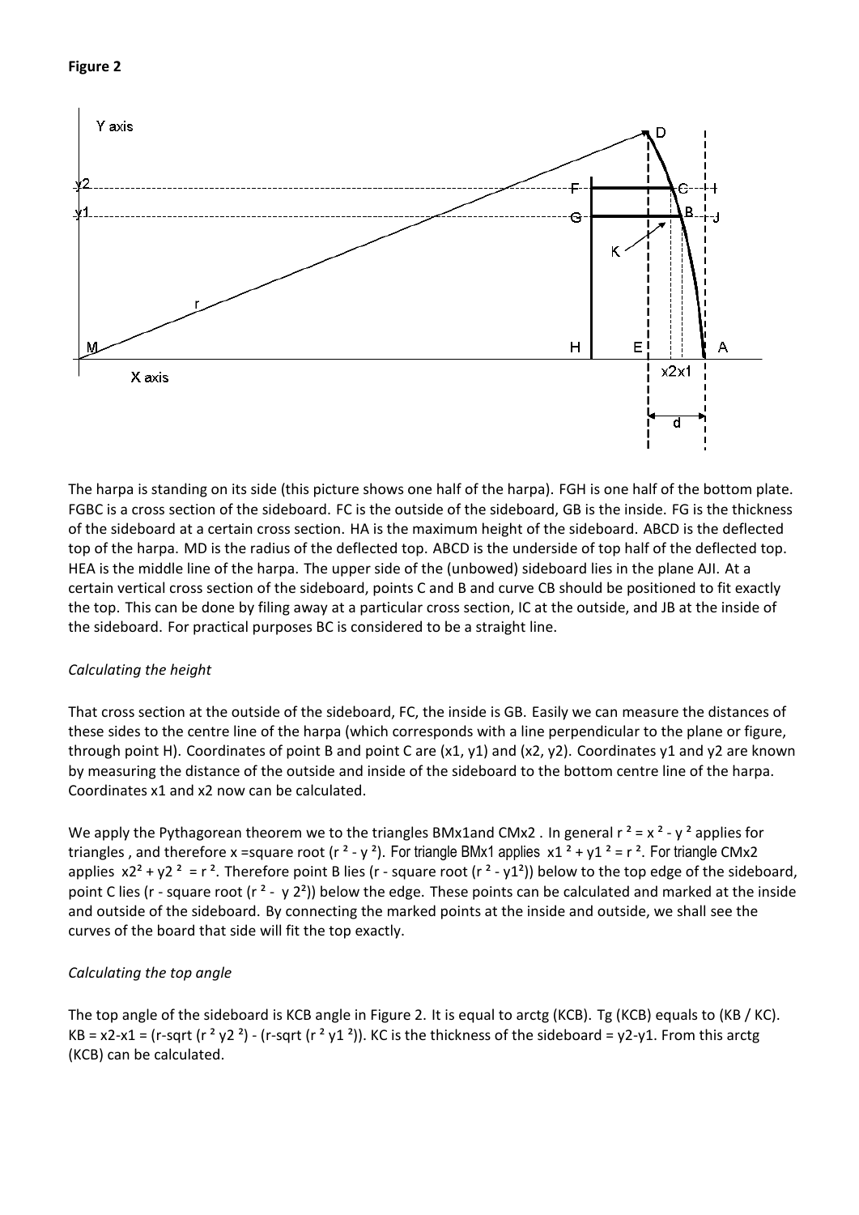**Figure 2**

The harpa is standing on its side (this picture shows one half of the harpa). FGH is one half of the bottom plate. FGBC is a cross section of the sideboard. FC is the outside of the sideboard, GB is the inside. FG is the thickness of the sideboard at a certain cross section. HA is the maximum height of the sideboard. ABCD is the deflected top of the harpa. MD is the radius of the deflected top. ABCD is the underside of top half of the deflected top. HEA is the middle line of the harpa. The upper side of the (unbowed) sideboard lies in the plane AJI. At a certain vertical cross section of the sideboard, points C and B and curve CB should be positioned to fit exactly the top. This can be done by filing away at a particular cross section, IC at the outside, and JB at the inside of the sideboard. For practical purposes BC is considered to be a straight line.

*Calculating the height*

That cross section at the outside of the sideboard, FC, the inside is GB. Easily we can measure the distances of these sides to the centre line of the harpa (which corresponds with a line perpendicular to the plane or figure, through point H). Coordinates of point B and point C are ($x1$, $y1$) and ($x2$, $y2$). Coordinates $y1$ and $y2$ are known by measuring the distance of the outside and inside of the sideboard to the bottom centre line of the harpa. Coordinates $x1$ and $x2$ now can be calculated.

We apply the Pythagorean theorem we to the triangles BMx1and CMx2 . In general $r^2 = x^2 - y^2$ applies for triangles , and therefore $x = \text{square root}(r^2 - y^2)$. For triangle BMx1 applies $x1^2 + y1^2 = r^2$. For triangle CMx2 applies $x2^2 + y2^2 = r^2$. Therefore point B lies ($r$ - square root ($r^2 - y1^2$)) below to the top edge of the sideboard, point C lies ($r$ - square root ($r^2 - y2^2$)) below the edge. These points can be calculated and marked at the inside and outside of the sideboard. By connecting the marked points at the inside and outside, we shall see the curves of the board that side will fit the top exactly.

*Calculating the top angle*

The top angle of the sideboard is KCB angle in Figure 2. It is equal to arctg (KCB). Tg (KCB) equals to (KB / KC). $KB = x2-x1 = (r\text{-sqrt}(r^2\ y2^2)) - (r\text{-sqrt}(r^2\ y1^2))$. KC is the thickness of the sideboard = $y2-y1$. From this arctg (KCB) can be calculated.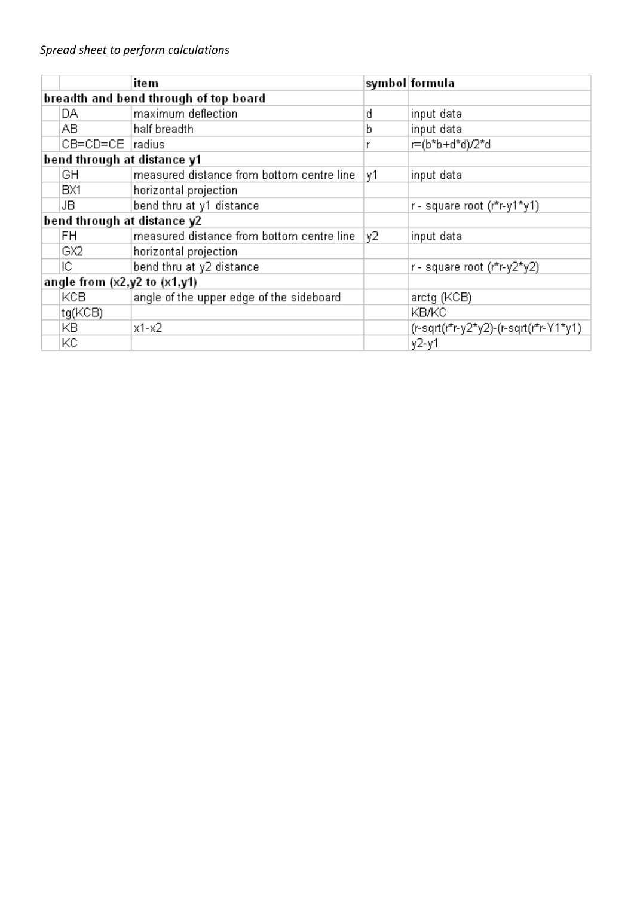*Spread sheet to perform calculations*

| | | item | symbol | formula |
|---|---|---|---|---|
| **breadth and bend through of top board** | | | | |
| | DA | maximum deflection | d | input data |
| | AB | half breadth | b | input data |
| | CB=CD=CE | radius | r | r=(b*b+d*d)/2*d |
| **bend through at distance y1** | | | | |
| | GH | measured distance from bottom centre line | y1 | input data |
| | BX1 | horizontal projection | | |
| | JB | bend thru at y1 distance | | r - square root (r*r-y1*y1) |
| **bend through at distance y2** | | | | |
| | FH | measured distance from bottom centre line | y2 | input data |
| | GX2 | horizontal projection | | |
| | IC | bend thru at y2 distance | | r - square root (r*r-y2*y2) |
| **angle from (x2,y2 to (x1,y1)** | | | | |
| | KCB | angle of the upper edge of the sideboard | | arctg (KCB) |
| | tg(KCB) | | | KB/KC |
| | KB | x1-x2 | | (r-sqrt(r*r-y2*y2)-(r-sqrt(r*r-Y1*y1) |
| | KC | | | y2-y1 |